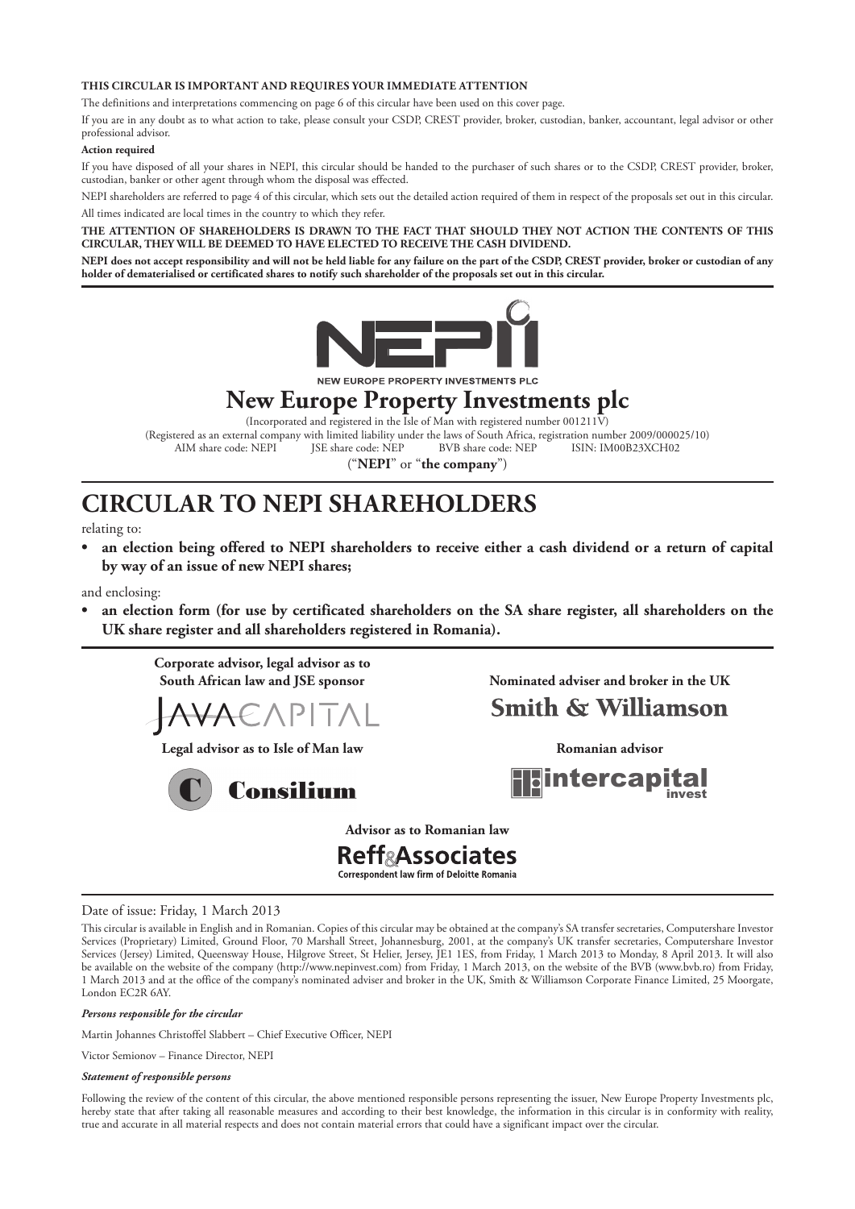**THIS CIRCULAR IS IMPORTANT AND REQUIRES YOUR IMMEDIATE ATTENTION**

The definitions and interpretations commencing on page 6 of this circular have been used on this cover page.

If you are in any doubt as to what action to take, please consult your CSDP, CREST provider, broker, custodian, banker, accountant, legal advisor or other professional advisor.

**Action required**

If you have disposed of all your shares in NEPI, this circular should be handed to the purchaser of such shares or to the CSDP, CREST provider, broker, custodian, banker or other agent through whom the disposal was effected.

NEPI shareholders are referred to page 4 of this circular, which sets out the detailed action required of them in respect of the proposals set out in this circular.

All times indicated are local times in the country to which they refer.

**THE ATTENTION OF SHAREHOLDERS IS DRAWN TO THE FACT THAT SHOULD THEY NOT ACTION THE CONTENTS OF THIS CIRCULAR, THEY WILL BE DEEMED TO HAVE ELECTED TO RECEIVE THE CASH DIVIDEND.**

**NEPI does not accept responsibility and will not be held liable for any failure on the part of the CSDP, CREST provider, broker or custodian of any holder of dematerialised or certificated shares to notify such shareholder of the proposals set out in this circular.**

NEW EUROPE PROPERTY INVESTMENTS PLC

# New Europe Property Investments plc

(Incorporated and registered in the Isle of Man with registered number 001211V)

(Registered as an external company with limited liability under the laws of South Africa, registration number 2009/000025/10)

AIM share code: NEPI JSE share code: NEP BVB share code: NEP ISIN: IM00B23XCH02

("**NEPI**" or "**the company**")

# CIRCULAR TO NEPI SHAREHOLDERS

relating to:

- **an election being offered to NEPI shareholders to receive either a cash dividend or a return of capital by way of an issue of new NEPI shares;**

and enclosing:

- **an election form (for use by certificated shareholders on the SA share register, all shareholders on the UK share register and all shareholders registered in Romania).**

**Corporate advisor, legal advisor as to South African law and JSE sponsor**

JAVA CAPITAL

**Nominated adviser and broker in the UK**

Smith & Williamson

**Legal advisor as to Isle of Man law**

Consilium

**Romanian advisor**

intercapital invest

**Advisor as to Romanian law**

Reff & Associates
Correspondent law firm of Deloitte Romania

Date of issue: Friday, 1 March 2013

This circular is available in English and in Romanian. Copies of this circular may be obtained at the company's SA transfer secretaries, Computershare Investor Services (Proprietary) Limited, Ground Floor, 70 Marshall Street, Johannesburg, 2001, at the company's UK transfer secretaries, Computershare Investor Services (Jersey) Limited, Queensway House, Hilgrove Street, St Helier, Jersey, JE1 1ES, from Friday, 1 March 2013 to Monday, 8 April 2013. It will also be available on the website of the company (http://www.nepinvest.com) from Friday, 1 March 2013, on the website of the BVB (www.bvb.ro) from Friday, 1 March 2013 and at the office of the company's nominated adviser and broker in the UK, Smith & Williamson Corporate Finance Limited, 25 Moorgate, London EC2R 6AY.

***Persons responsible for the circular***

Martin Johannes Christoffel Slabbert – Chief Executive Officer, NEPI

Victor Semionov – Finance Director, NEPI

***Statement of responsible persons***

Following the review of the content of this circular, the above mentioned responsible persons representing the issuer, New Europe Property Investments plc, hereby state that after taking all reasonable measures and according to their best knowledge, the information in this circular is in conformity with reality, true and accurate in all material respects and does not contain material errors that could have a significant impact over the circular.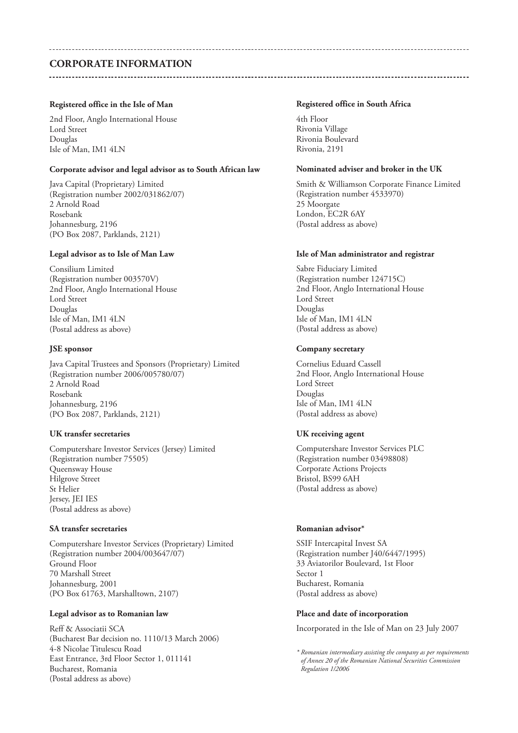# CORPORATE INFORMATION

**Registered office in the Isle of Man**

2nd Floor, Anglo International House
Lord Street
Douglas
Isle of Man, IM1 4LN

**Corporate advisor and legal advisor as to South African law**

Java Capital (Proprietary) Limited
(Registration number 2002/031862/07)
2 Arnold Road
Rosebank
Johannesburg, 2196
(PO Box 2087, Parklands, 2121)

**Legal advisor as to Isle of Man Law**

Consilium Limited
(Registration number 003570V)
2nd Floor, Anglo International House
Lord Street
Douglas
Isle of Man, IM1 4LN
(Postal address as above)

**JSE sponsor**

Java Capital Trustees and Sponsors (Proprietary) Limited
(Registration number 2006/005780/07)
2 Arnold Road
Rosebank
Johannesburg, 2196
(PO Box 2087, Parklands, 2121)

**UK transfer secretaries**

Computershare Investor Services (Jersey) Limited
(Registration number 75505)
Queensway House
Hilgrove Street
St Helier
Jersey, JEI IES
(Postal address as above)

**SA transfer secretaries**

Computershare Investor Services (Proprietary) Limited
(Registration number 2004/003647/07)
Ground Floor
70 Marshall Street
Johannesburg, 2001
(PO Box 61763, Marshalltown, 2107)

**Legal advisor as to Romanian law**

Reff & Associatii SCA
(Bucharest Bar decision no. 1110/13 March 2006)
4-8 Nicolae Titulescu Road
East Entrance, 3rd Floor Sector 1, 011141
Bucharest, Romania
(Postal address as above)

**Registered office in South Africa**

4th Floor
Rivonia Village
Rivonia Boulevard
Rivonia, 2191

**Nominated adviser and broker in the UK**

Smith & Williamson Corporate Finance Limited
(Registration number 4533970)
25 Moorgate
London, EC2R 6AY
(Postal address as above)

**Isle of Man administrator and registrar**

Sabre Fiduciary Limited
(Registration number 124715C)
2nd Floor, Anglo International House
Lord Street
Douglas
Isle of Man, IM1 4LN
(Postal address as above)

**Company secretary**

Cornelius Eduard Cassell
2nd Floor, Anglo International House
Lord Street
Douglas
Isle of Man, IM1 4LN
(Postal address as above)

**UK receiving agent**

Computershare Investor Services PLC
(Registration number 03498808)
Corporate Actions Projects
Bristol, BS99 6AH
(Postal address as above)

**Romanian advisor***

SSIF Intercapital Invest SA
(Registration number J40/6447/1995)
33 Aviatorilor Boulevard, 1st Floor
Sector 1
Bucharest, Romania
(Postal address as above)

**Place and date of incorporation**

Incorporated in the Isle of Man on 23 July 2007

*\* Romanian intermediary assisting the company as per requirements of Annex 20 of the Romanian National Securities Commission Regulation 1/2006*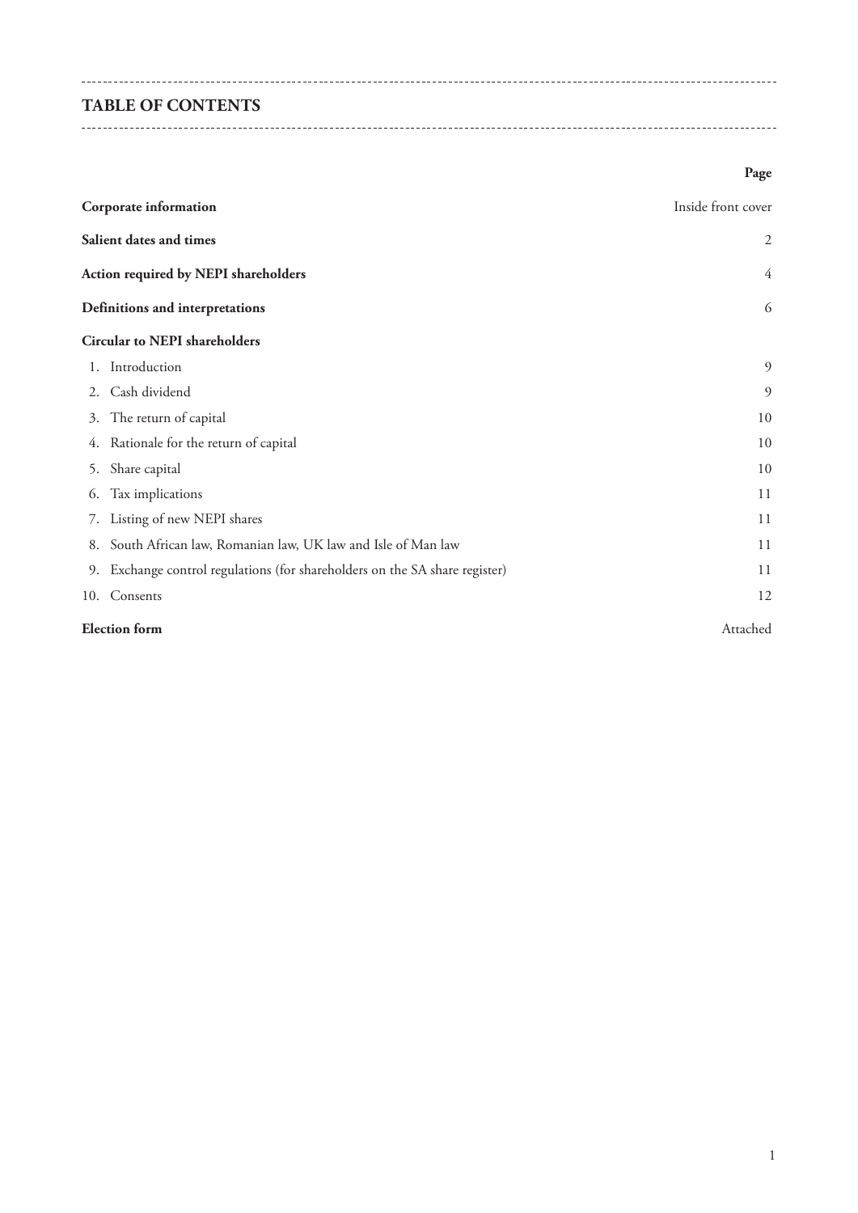# TABLE OF CONTENTS

| | Page |
|---|---|
| **Corporate information** | Inside front cover |
| **Salient dates and times** | 2 |
| **Action required by NEPI shareholders** | 4 |
| **Definitions and interpretations** | 6 |
| **Circular to NEPI shareholders** | |
| 1. Introduction | 9 |
| 2. Cash dividend | 9 |
| 3. The return of capital | 10 |
| 4. Rationale for the return of capital | 10 |
| 5. Share capital | 10 |
| 6. Tax implications | 11 |
| 7. Listing of new NEPI shares | 11 |
| 8. South African law, Romanian law, UK law and Isle of Man law | 11 |
| 9. Exchange control regulations (for shareholders on the SA share register) | 11 |
| 10. Consents | 12 |
| **Election form** | Attached |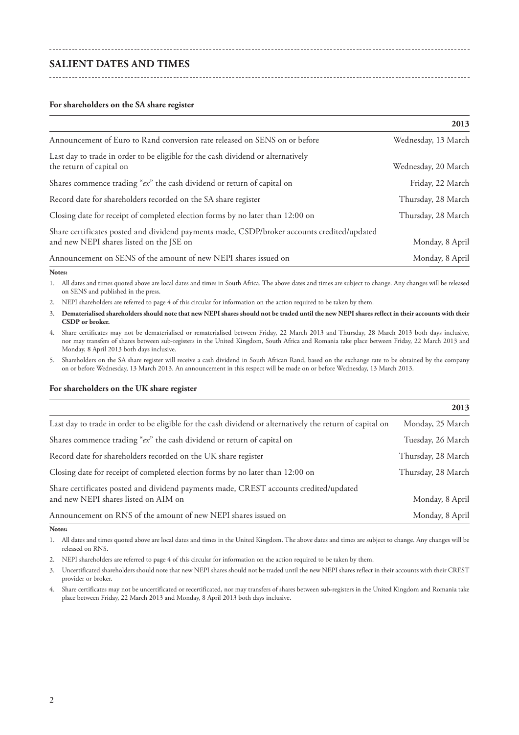## SALIENT DATES AND TIMES

**For shareholders on the SA share register**

| | **2013** |
|---|---|
| Announcement of Euro to Rand conversion rate released on SENS on or before | Wednesday, 13 March |
| Last day to trade in order to be eligible for the cash dividend or alternatively the return of capital on | Wednesday, 20 March |
| Shares commence trading "*ex*" the cash dividend or return of capital on | Friday, 22 March |
| Record date for shareholders recorded on the SA share register | Thursday, 28 March |
| Closing date for receipt of completed election forms by no later than 12:00 on | Thursday, 28 March |
| Share certificates posted and dividend payments made, CSDP/broker accounts credited/updated and new NEPI shares listed on the JSE on | Monday, 8 April |
| Announcement on SENS of the amount of new NEPI shares issued on | Monday, 8 April |

**Notes:**

1. All dates and times quoted above are local dates and times in South Africa. The above dates and times are subject to change. Any changes will be released on SENS and published in the press.
2. NEPI shareholders are referred to page 4 of this circular for information on the action required to be taken by them.
3. **Dematerialised shareholders should note that new NEPI shares should not be traded until the new NEPI shares reflect in their accounts with their CSDP or broker.**
4. Share certificates may not be dematerialised or rematerialised between Friday, 22 March 2013 and Thursday, 28 March 2013 both days inclusive, nor may transfers of shares between sub-registers in the United Kingdom, South Africa and Romania take place between Friday, 22 March 2013 and Monday, 8 April 2013 both days inclusive.
5. Shareholders on the SA share register will receive a cash dividend in South African Rand, based on the exchange rate to be obtained by the company on or before Wednesday, 13 March 2013. An announcement in this respect will be made on or before Wednesday, 13 March 2013.

**For shareholders on the UK share register**

| | **2013** |
|---|---|
| Last day to trade in order to be eligible for the cash dividend or alternatively the return of capital on | Monday, 25 March |
| Shares commence trading "*ex*" the cash dividend or return of capital on | Tuesday, 26 March |
| Record date for shareholders recorded on the UK share register | Thursday, 28 March |
| Closing date for receipt of completed election forms by no later than 12:00 on | Thursday, 28 March |
| Share certificates posted and dividend payments made, CREST accounts credited/updated and new NEPI shares listed on AIM on | Monday, 8 April |
| Announcement on RNS of the amount of new NEPI shares issued on | Monday, 8 April |

**Notes:**

1. All dates and times quoted above are local dates and times in the United Kingdom. The above dates and times are subject to change. Any changes will be released on RNS.
2. NEPI shareholders are referred to page 4 of this circular for information on the action required to be taken by them.
3. Uncertificated shareholders should note that new NEPI shares should not be traded until the new NEPI shares reflect in their accounts with their CREST provider or broker.
4. Share certificates may not be uncertificated or recertificated, nor may transfers of shares between sub-registers in the United Kingdom and Romania take place between Friday, 22 March 2013 and Monday, 8 April 2013 both days inclusive.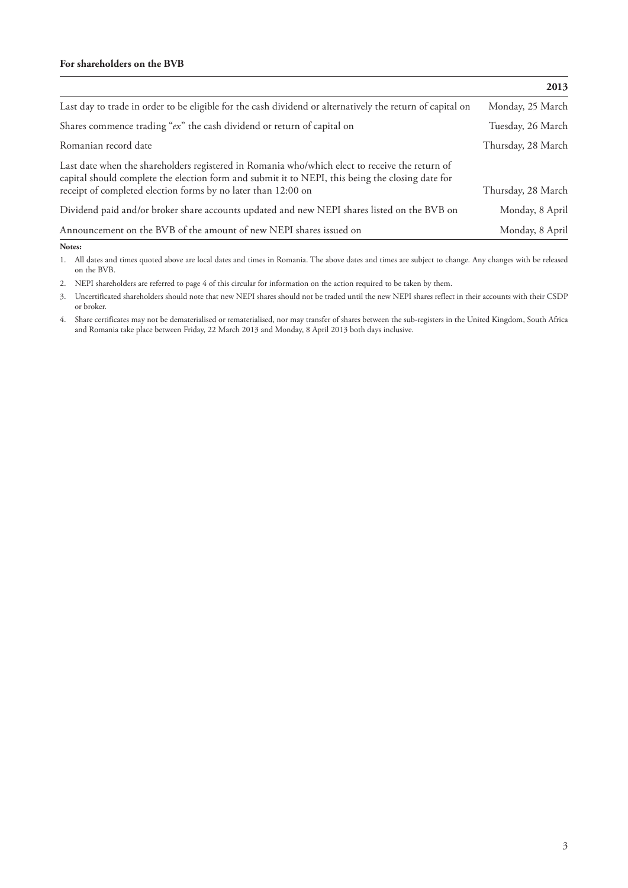**For shareholders on the BVB**

| | **2013** |
|---|---|
| Last day to trade in order to be eligible for the cash dividend or alternatively the return of capital on | Monday, 25 March |
| Shares commence trading "*ex*" the cash dividend or return of capital on | Tuesday, 26 March |
| Romanian record date | Thursday, 28 March |
| Last date when the shareholders registered in Romania who/which elect to receive the return of capital should complete the election form and submit it to NEPI, this being the closing date for receipt of completed election forms by no later than 12:00 on | Thursday, 28 March |
| Dividend paid and/or broker share accounts updated and new NEPI shares listed on the BVB on | Monday, 8 April |
| Announcement on the BVB of the amount of new NEPI shares issued on | Monday, 8 April |

**Notes:**

1. All dates and times quoted above are local dates and times in Romania. The above dates and times are subject to change. Any changes with be released on the BVB.
2. NEPI shareholders are referred to page 4 of this circular for information on the action required to be taken by them.
3. Uncertificated shareholders should note that new NEPI shares should not be traded until the new NEPI shares reflect in their accounts with their CSDP or broker.
4. Share certificates may not be dematerialised or rematerialised, nor may transfer of shares between the sub-registers in the United Kingdom, South Africa and Romania take place between Friday, 22 March 2013 and Monday, 8 April 2013 both days inclusive.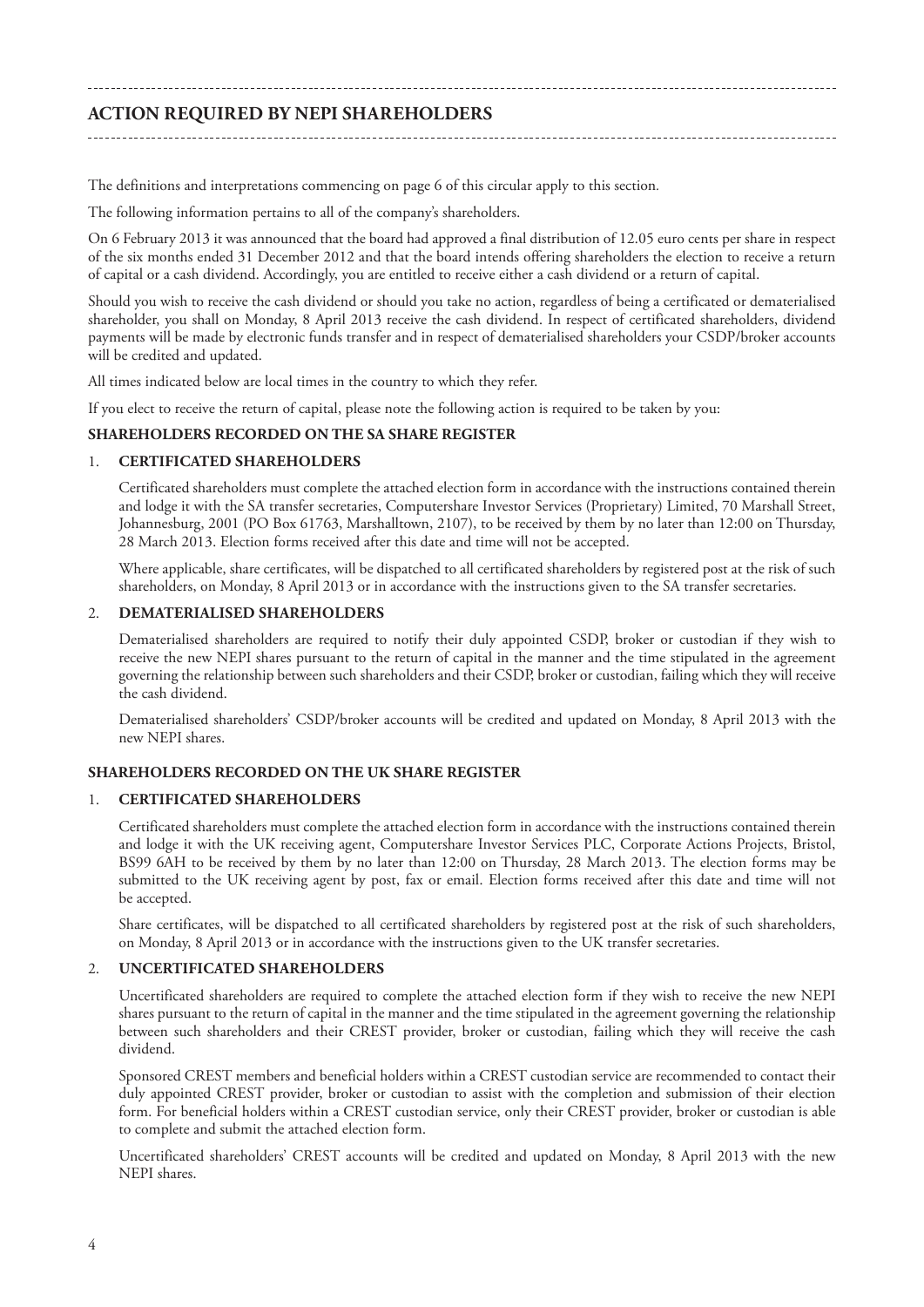## ACTION REQUIRED BY NEPI SHAREHOLDERS

The definitions and interpretations commencing on page 6 of this circular apply to this section.

The following information pertains to all of the company's shareholders.

On 6 February 2013 it was announced that the board had approved a final distribution of 12.05 euro cents per share in respect of the six months ended 31 December 2012 and that the board intends offering shareholders the election to receive a return of capital or a cash dividend. Accordingly, you are entitled to receive either a cash dividend or a return of capital.

Should you wish to receive the cash dividend or should you take no action, regardless of being a certificated or dematerialised shareholder, you shall on Monday, 8 April 2013 receive the cash dividend. In respect of certificated shareholders, dividend payments will be made by electronic funds transfer and in respect of dematerialised shareholders your CSDP/broker accounts will be credited and updated.

All times indicated below are local times in the country to which they refer.

If you elect to receive the return of capital, please note the following action is required to be taken by you:

**SHAREHOLDERS RECORDED ON THE SA SHARE REGISTER**

1. **CERTIFICATED SHAREHOLDERS**

   Certificated shareholders must complete the attached election form in accordance with the instructions contained therein and lodge it with the SA transfer secretaries, Computershare Investor Services (Proprietary) Limited, 70 Marshall Street, Johannesburg, 2001 (PO Box 61763, Marshalltown, 2107), to be received by them by no later than 12:00 on Thursday, 28 March 2013. Election forms received after this date and time will not be accepted.

   Where applicable, share certificates, will be dispatched to all certificated shareholders by registered post at the risk of such shareholders, on Monday, 8 April 2013 or in accordance with the instructions given to the SA transfer secretaries.

2. **DEMATERIALISED SHAREHOLDERS**

   Dematerialised shareholders are required to notify their duly appointed CSDP, broker or custodian if they wish to receive the new NEPI shares pursuant to the return of capital in the manner and the time stipulated in the agreement governing the relationship between such shareholders and their CSDP, broker or custodian, failing which they will receive the cash dividend.

   Dematerialised shareholders' CSDP/broker accounts will be credited and updated on Monday, 8 April 2013 with the new NEPI shares.

**SHAREHOLDERS RECORDED ON THE UK SHARE REGISTER**

1. **CERTIFICATED SHAREHOLDERS**

   Certificated shareholders must complete the attached election form in accordance with the instructions contained therein and lodge it with the UK receiving agent, Computershare Investor Services PLC, Corporate Actions Projects, Bristol, BS99 6AH to be received by them by no later than 12:00 on Thursday, 28 March 2013. The election forms may be submitted to the UK receiving agent by post, fax or email. Election forms received after this date and time will not be accepted.

   Share certificates, will be dispatched to all certificated shareholders by registered post at the risk of such shareholders, on Monday, 8 April 2013 or in accordance with the instructions given to the UK transfer secretaries.

2. **UNCERTIFICATED SHAREHOLDERS**

   Uncertificated shareholders are required to complete the attached election form if they wish to receive the new NEPI shares pursuant to the return of capital in the manner and the time stipulated in the agreement governing the relationship between such shareholders and their CREST provider, broker or custodian, failing which they will receive the cash dividend.

   Sponsored CREST members and beneficial holders within a CREST custodian service are recommended to contact their duly appointed CREST provider, broker or custodian to assist with the completion and submission of their election form. For beneficial holders within a CREST custodian service, only their CREST provider, broker or custodian is able to complete and submit the attached election form.

   Uncertificated shareholders' CREST accounts will be credited and updated on Monday, 8 April 2013 with the new NEPI shares.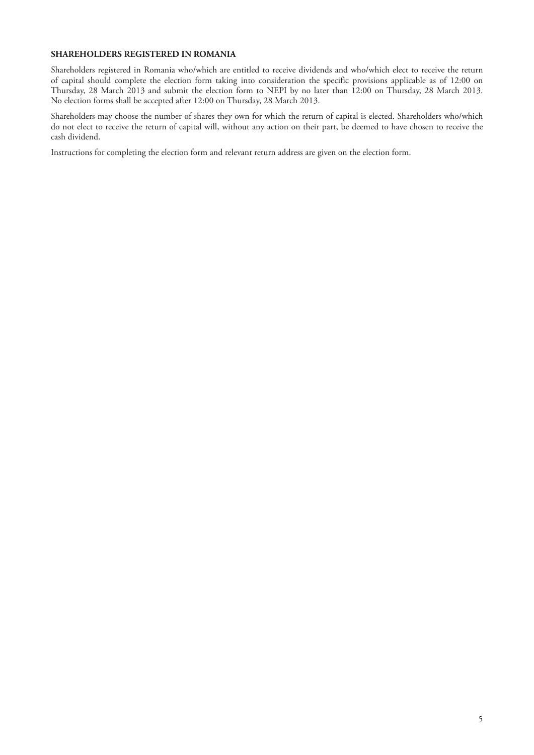**SHAREHOLDERS REGISTERED IN ROMANIA**

Shareholders registered in Romania who/which are entitled to receive dividends and who/which elect to receive the return of capital should complete the election form taking into consideration the specific provisions applicable as of 12:00 on Thursday, 28 March 2013 and submit the election form to NEPI by no later than 12:00 on Thursday, 28 March 2013. No election forms shall be accepted after 12:00 on Thursday, 28 March 2013.

Shareholders may choose the number of shares they own for which the return of capital is elected. Shareholders who/which do not elect to receive the return of capital will, without any action on their part, be deemed to have chosen to receive the cash dividend.

Instructions for completing the election form and relevant return address are given on the election form.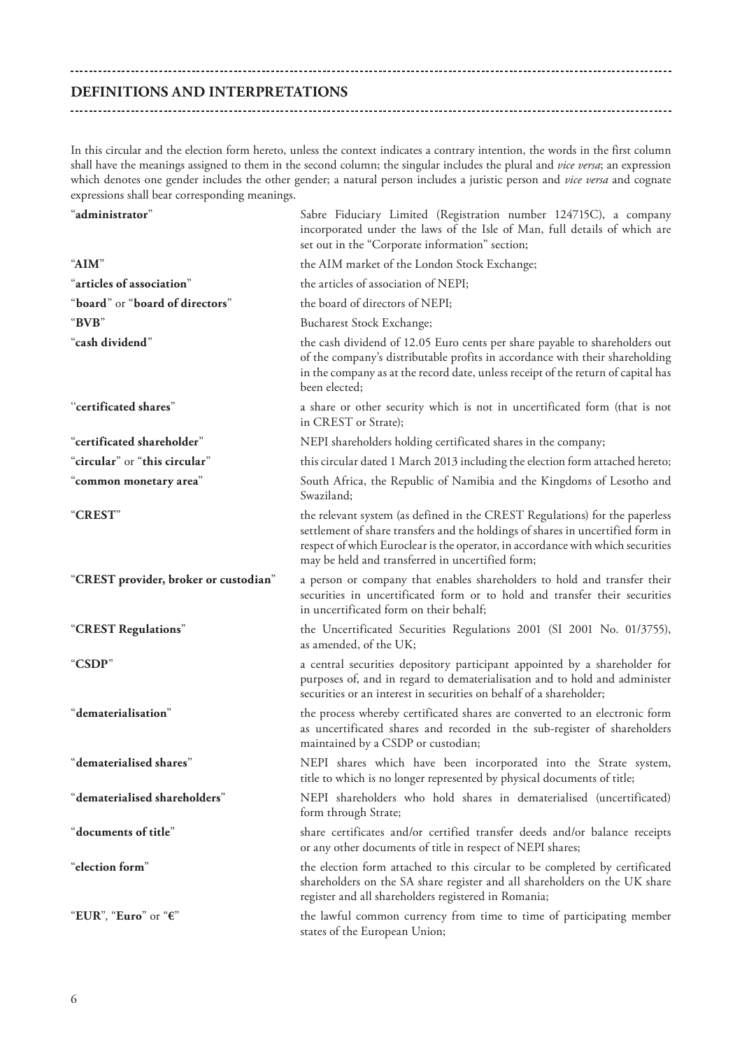## DEFINITIONS AND INTERPRETATIONS

In this circular and the election form hereto, unless the context indicates a contrary intention, the words in the first column shall have the meanings assigned to them in the second column; the singular includes the plural and *vice versa*; an expression which denotes one gender includes the other gender; a natural person includes a juristic person and *vice versa* and cognate expressions shall bear corresponding meanings.

| | |
|---|---|
| "**administrator**" | Sabre Fiduciary Limited (Registration number 124715C), a company incorporated under the laws of the Isle of Man, full details of which are set out in the "Corporate information" section; |
| "**AIM**" | the AIM market of the London Stock Exchange; |
| "**articles of association**" | the articles of association of NEPI; |
| "**board**" or "**board of directors**" | the board of directors of NEPI; |
| "**BVB**" | Bucharest Stock Exchange; |
| "**cash dividend**" | the cash dividend of 12.05 Euro cents per share payable to shareholders out of the company's distributable profits in accordance with their shareholding in the company as at the record date, unless receipt of the return of capital has been elected; |
| "**certificated shares**" | a share or other security which is not in uncertificated form (that is not in CREST or Strate); |
| "**certificated shareholder**" | NEPI shareholders holding certificated shares in the company; |
| "**circular**" or "**this circular**" | this circular dated 1 March 2013 including the election form attached hereto; |
| "**common monetary area**" | South Africa, the Republic of Namibia and the Kingdoms of Lesotho and Swaziland; |
| "**CREST**" | the relevant system (as defined in the CREST Regulations) for the paperless settlement of share transfers and the holdings of shares in uncertified form in respect of which Euroclear is the operator, in accordance with which securities may be held and transferred in uncertified form; |
| "**CREST provider, broker or custodian**" | a person or company that enables shareholders to hold and transfer their securities in uncertificated form or to hold and transfer their securities in uncertificated form on their behalf; |
| "**CREST Regulations**" | the Uncertificated Securities Regulations 2001 (SI 2001 No. 01/3755), as amended, of the UK; |
| "**CSDP**" | a central securities depository participant appointed by a shareholder for purposes of, and in regard to dematerialisation and to hold and administer securities or an interest in securities on behalf of a shareholder; |
| "**dematerialisation**" | the process whereby certificated shares are converted to an electronic form as uncertificated shares and recorded in the sub-register of shareholders maintained by a CSDP or custodian; |
| "**dematerialised shares**" | NEPI shares which have been incorporated into the Strate system, title to which is no longer represented by physical documents of title; |
| "**dematerialised shareholders**" | NEPI shareholders who hold shares in dematerialised (uncertificated) form through Strate; |
| "**documents of title**" | share certificates and/or certified transfer deeds and/or balance receipts or any other documents of title in respect of NEPI shares; |
| "**election form**" | the election form attached to this circular to be completed by certificated shareholders on the SA share register and all shareholders on the UK share register and all shareholders registered in Romania; |
| "**EUR**", "**Euro**" or "**€**" | the lawful common currency from time to time of participating member states of the European Union; |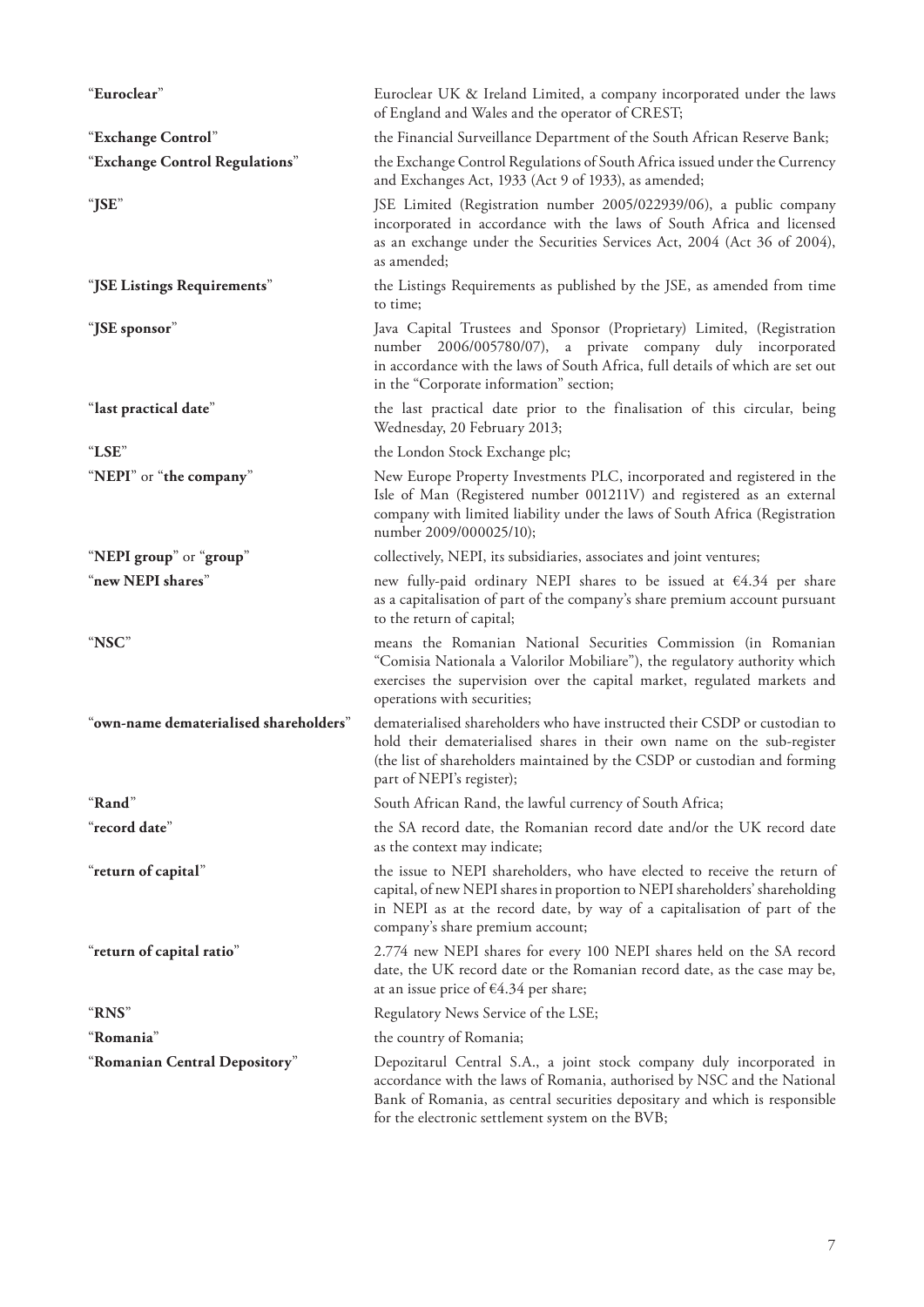| | |
|---|---|
| "**Euroclear**" | Euroclear UK & Ireland Limited, a company incorporated under the laws of England and Wales and the operator of CREST; |
| "**Exchange Control**" | the Financial Surveillance Department of the South African Reserve Bank; |
| "**Exchange Control Regulations**" | the Exchange Control Regulations of South Africa issued under the Currency and Exchanges Act, 1933 (Act 9 of 1933), as amended; |
| "**JSE**" | JSE Limited (Registration number 2005/022939/06), a public company incorporated in accordance with the laws of South Africa and licensed as an exchange under the Securities Services Act, 2004 (Act 36 of 2004), as amended; |
| "**JSE Listings Requirements**" | the Listings Requirements as published by the JSE, as amended from time to time; |
| "**JSE sponsor**" | Java Capital Trustees and Sponsor (Proprietary) Limited, (Registration number 2006/005780/07), a private company duly incorporated in accordance with the laws of South Africa, full details of which are set out in the "Corporate information" section; |
| "**last practical date**" | the last practical date prior to the finalisation of this circular, being Wednesday, 20 February 2013; |
| "**LSE**" | the London Stock Exchange plc; |
| "**NEPI**" or "**the company**" | New Europe Property Investments PLC, incorporated and registered in the Isle of Man (Registered number 001211V) and registered as an external company with limited liability under the laws of South Africa (Registration number 2009/000025/10); |
| "**NEPI group**" or "**group**" | collectively, NEPI, its subsidiaries, associates and joint ventures; |
| "**new NEPI shares**" | new fully-paid ordinary NEPI shares to be issued at €4.34 per share as a capitalisation of part of the company's share premium account pursuant to the return of capital; |
| "**NSC**" | means the Romanian National Securities Commission (in Romanian "Comisia Nationala a Valorilor Mobiliare"), the regulatory authority which exercises the supervision over the capital market, regulated markets and operations with securities; |
| "**own-name dematerialised shareholders**" | dematerialised shareholders who have instructed their CSDP or custodian to hold their dematerialised shares in their own name on the sub-register (the list of shareholders maintained by the CSDP or custodian and forming part of NEPI's register); |
| "**Rand**" | South African Rand, the lawful currency of South Africa; |
| "**record date**" | the SA record date, the Romanian record date and/or the UK record date as the context may indicate; |
| "**return of capital**" | the issue to NEPI shareholders, who have elected to receive the return of capital, of new NEPI shares in proportion to NEPI shareholders' shareholding in NEPI as at the record date, by way of a capitalisation of part of the company's share premium account; |
| "**return of capital ratio**" | 2.774 new NEPI shares for every 100 NEPI shares held on the SA record date, the UK record date or the Romanian record date, as the case may be, at an issue price of €4.34 per share; |
| "**RNS**" | Regulatory News Service of the LSE; |
| "**Romania**" | the country of Romania; |
| "**Romanian Central Depository**" | Depozitarul Central S.A., a joint stock company duly incorporated in accordance with the laws of Romania, authorised by NSC and the National Bank of Romania, as central securities depositary and which is responsible for the electronic settlement system on the BVB; |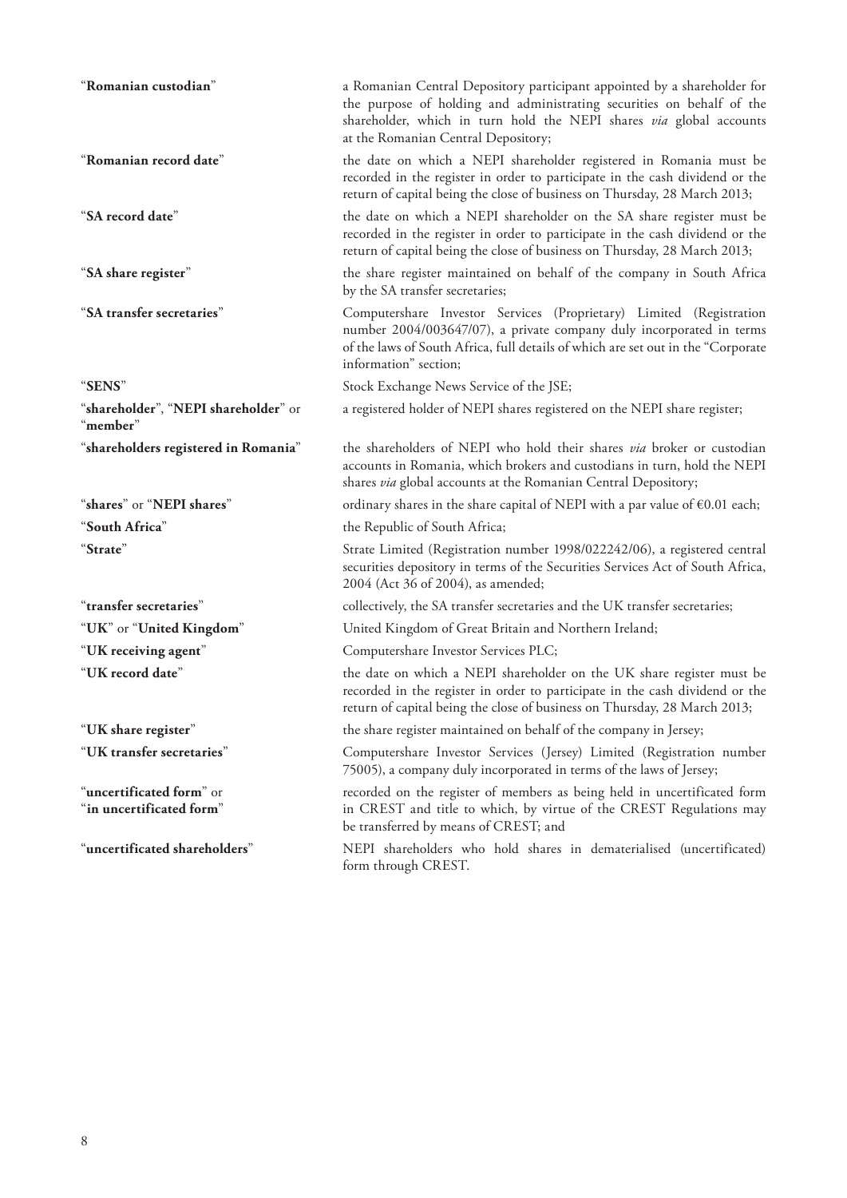| | |
|---|---|
| "**Romanian custodian**" | a Romanian Central Depository participant appointed by a shareholder for the purpose of holding and administrating securities on behalf of the shareholder, which in turn hold the NEPI shares *via* global accounts at the Romanian Central Depository; |
| "**Romanian record date**" | the date on which a NEPI shareholder registered in Romania must be recorded in the register in order to participate in the cash dividend or the return of capital being the close of business on Thursday, 28 March 2013; |
| "**SA record date**" | the date on which a NEPI shareholder on the SA share register must be recorded in the register in order to participate in the cash dividend or the return of capital being the close of business on Thursday, 28 March 2013; |
| "**SA share register**" | the share register maintained on behalf of the company in South Africa by the SA transfer secretaries; |
| "**SA transfer secretaries**" | Computershare Investor Services (Proprietary) Limited (Registration number 2004/003647/07), a private company duly incorporated in terms of the laws of South Africa, full details of which are set out in the "Corporate information" section; |
| "**SENS**" | Stock Exchange News Service of the JSE; |
| "**shareholder**", "**NEPI shareholder**" or "**member**" | a registered holder of NEPI shares registered on the NEPI share register; |
| "**shareholders registered in Romania**" | the shareholders of NEPI who hold their shares *via* broker or custodian accounts in Romania, which brokers and custodians in turn, hold the NEPI shares *via* global accounts at the Romanian Central Depository; |
| "**shares**" or "**NEPI shares**" | ordinary shares in the share capital of NEPI with a par value of €0.01 each; |
| "**South Africa**" | the Republic of South Africa; |
| "**Strate**" | Strate Limited (Registration number 1998/022242/06), a registered central securities depository in terms of the Securities Services Act of South Africa, 2004 (Act 36 of 2004), as amended; |
| "**transfer secretaries**" | collectively, the SA transfer secretaries and the UK transfer secretaries; |
| "**UK**" or "**United Kingdom**" | United Kingdom of Great Britain and Northern Ireland; |
| "**UK receiving agent**" | Computershare Investor Services PLC; |
| "**UK record date**" | the date on which a NEPI shareholder on the UK share register must be recorded in the register in order to participate in the cash dividend or the return of capital being the close of business on Thursday, 28 March 2013; |
| "**UK share register**" | the share register maintained on behalf of the company in Jersey; |
| "**UK transfer secretaries**" | Computershare Investor Services (Jersey) Limited (Registration number 75005), a company duly incorporated in terms of the laws of Jersey; |
| "**uncertificated form**" or "**in uncertificated form**" | recorded on the register of members as being held in uncertificated form in CREST and title to which, by virtue of the CREST Regulations may be transferred by means of CREST; and |
| "**uncertificated shareholders**" | NEPI shareholders who hold shares in dematerialised (uncertificated) form through CREST. |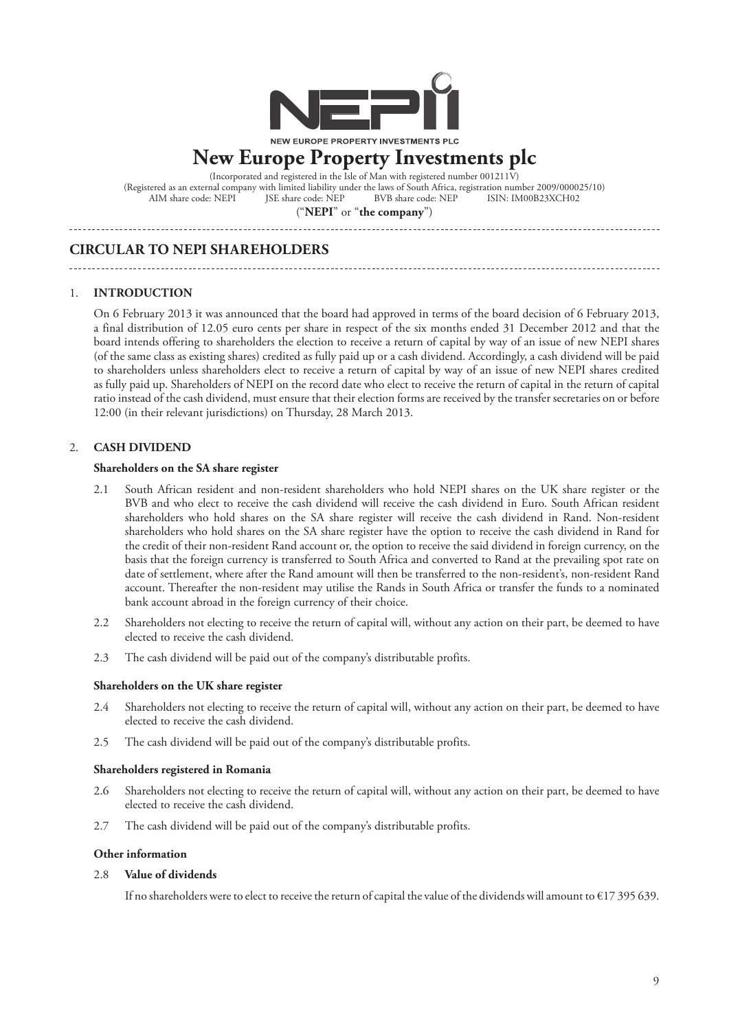NEW EUROPE PROPERTY INVESTMENTS PLC

# New Europe Property Investments plc

(Incorporated and registered in the Isle of Man with registered number 001211V)
(Registered as an external company with limited liability under the laws of South Africa, registration number 2009/000025/10)
AIM share code: NEPI JSE share code: NEP BVB share code: NEP ISIN: IM00B23XCH02

("**NEPI**" or "**the company**")

## CIRCULAR TO NEPI SHAREHOLDERS

### 1. INTRODUCTION

On 6 February 2013 it was announced that the board had approved in terms of the board decision of 6 February 2013, a final distribution of 12.05 euro cents per share in respect of the six months ended 31 December 2012 and that the board intends offering to shareholders the election to receive a return of capital by way of an issue of new NEPI shares (of the same class as existing shares) credited as fully paid up or a cash dividend. Accordingly, a cash dividend will be paid to shareholders unless shareholders elect to receive a return of capital by way of an issue of new NEPI shares credited as fully paid up. Shareholders of NEPI on the record date who elect to receive the return of capital in the return of capital ratio instead of the cash dividend, must ensure that their election forms are received by the transfer secretaries on or before 12:00 (in their relevant jurisdictions) on Thursday, 28 March 2013.

### 2. CASH DIVIDEND

**Shareholders on the SA share register**

2.1 South African resident and non-resident shareholders who hold NEPI shares on the UK share register or the BVB and who elect to receive the cash dividend will receive the cash dividend in Euro. South African resident shareholders who hold shares on the SA share register will receive the cash dividend in Rand. Non-resident shareholders who hold shares on the SA share register have the option to receive the cash dividend in Rand for the credit of their non-resident Rand account or, the option to receive the said dividend in foreign currency, on the basis that the foreign currency is transferred to South Africa and converted to Rand at the prevailing spot rate on date of settlement, where after the Rand amount will then be transferred to the non-resident's, non-resident Rand account. Thereafter the non-resident may utilise the Rands in South Africa or transfer the funds to a nominated bank account abroad in the foreign currency of their choice.

2.2 Shareholders not electing to receive the return of capital will, without any action on their part, be deemed to have elected to receive the cash dividend.

2.3 The cash dividend will be paid out of the company's distributable profits.

**Shareholders on the UK share register**

2.4 Shareholders not electing to receive the return of capital will, without any action on their part, be deemed to have elected to receive the cash dividend.

2.5 The cash dividend will be paid out of the company's distributable profits.

**Shareholders registered in Romania**

2.6 Shareholders not electing to receive the return of capital will, without any action on their part, be deemed to have elected to receive the cash dividend.

2.7 The cash dividend will be paid out of the company's distributable profits.

**Other information**

2.8 **Value of dividends**

If no shareholders were to elect to receive the return of capital the value of the dividends will amount to €17 395 639.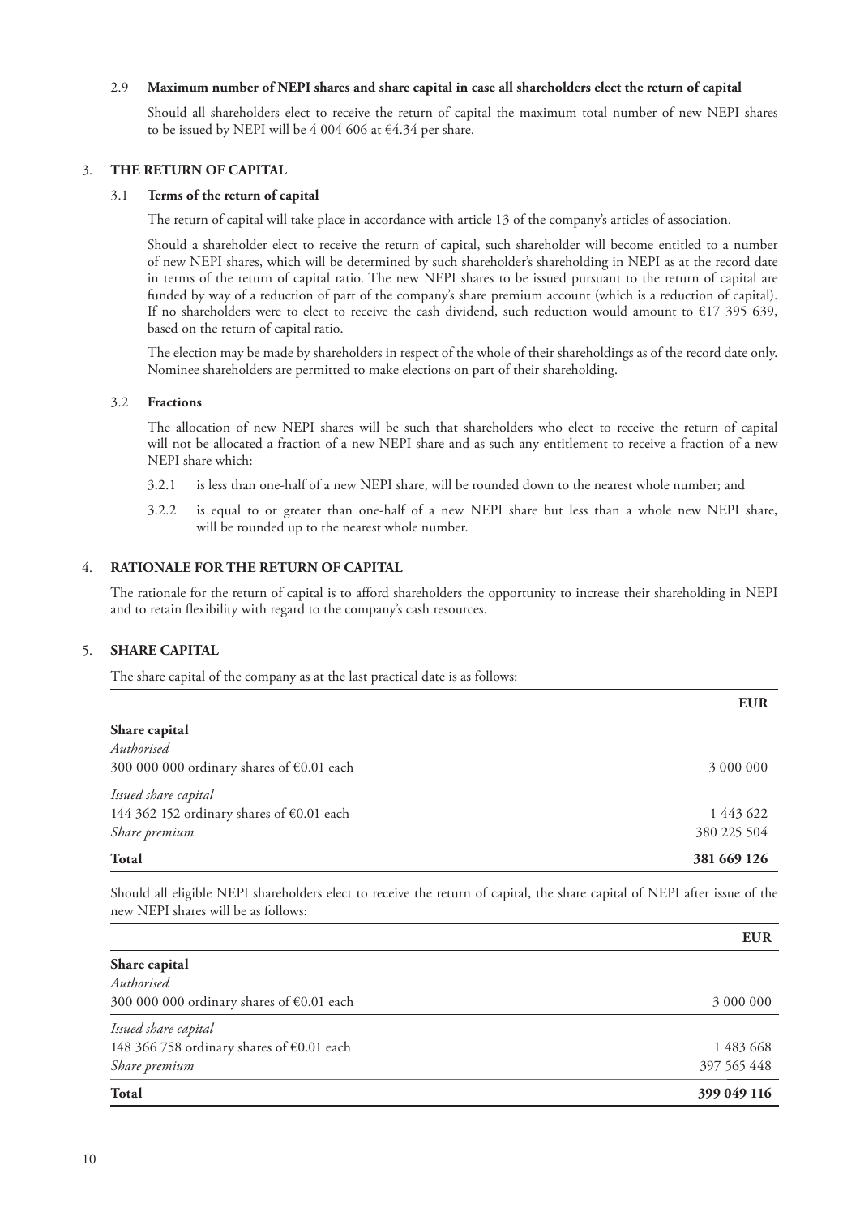### 2.9 Maximum number of NEPI shares and share capital in case all shareholders elect the return of capital

Should all shareholders elect to receive the return of capital the maximum total number of new NEPI shares to be issued by NEPI will be 4 004 606 at €4.34 per share.

## 3. THE RETURN OF CAPITAL

### 3.1 Terms of the return of capital

The return of capital will take place in accordance with article 13 of the company's articles of association.

Should a shareholder elect to receive the return of capital, such shareholder will become entitled to a number of new NEPI shares, which will be determined by such shareholder's shareholding in NEPI as at the record date in terms of the return of capital ratio. The new NEPI shares to be issued pursuant to the return of capital are funded by way of a reduction of part of the company's share premium account (which is a reduction of capital). If no shareholders were to elect to receive the cash dividend, such reduction would amount to €17 395 639, based on the return of capital ratio.

The election may be made by shareholders in respect of the whole of their shareholdings as of the record date only. Nominee shareholders are permitted to make elections on part of their shareholding.

### 3.2 Fractions

The allocation of new NEPI shares will be such that shareholders who elect to receive the return of capital will not be allocated a fraction of a new NEPI share and as such any entitlement to receive a fraction of a new NEPI share which:

3.2.1 is less than one-half of a new NEPI share, will be rounded down to the nearest whole number; and

3.2.2 is equal to or greater than one-half of a new NEPI share but less than a whole new NEPI share, will be rounded up to the nearest whole number.

## 4. RATIONALE FOR THE RETURN OF CAPITAL

The rationale for the return of capital is to afford shareholders the opportunity to increase their shareholding in NEPI and to retain flexibility with regard to the company's cash resources.

## 5. SHARE CAPITAL

The share capital of the company as at the last practical date is as follows:

| | EUR |
|---|---|
| **Share capital** | |
| *Authorised* | |
| 300 000 000 ordinary shares of €0.01 each | 3 000 000 |
| *Issued share capital* | |
| 144 362 152 ordinary shares of €0.01 each | 1 443 622 |
| *Share premium* | 380 225 504 |
| **Total** | **381 669 126** |

Should all eligible NEPI shareholders elect to receive the return of capital, the share capital of NEPI after issue of the new NEPI shares will be as follows:

| | EUR |
|---|---|
| **Share capital** | |
| *Authorised* | |
| 300 000 000 ordinary shares of €0.01 each | 3 000 000 |
| *Issued share capital* | |
| 148 366 758 ordinary shares of €0.01 each | 1 483 668 |
| *Share premium* | 397 565 448 |
| **Total** | **399 049 116** |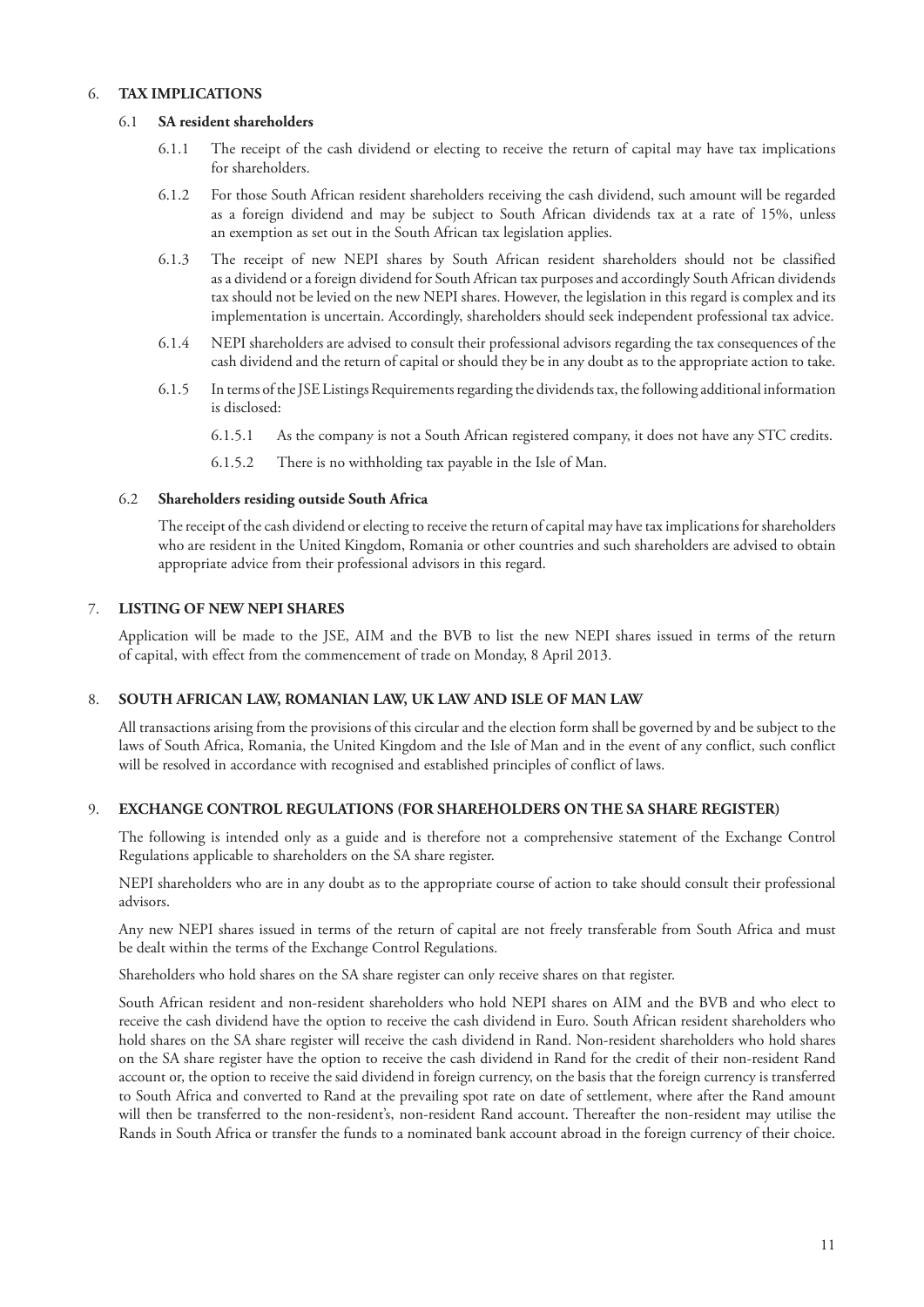## 6. TAX IMPLICATIONS

### 6.1 SA resident shareholders

6.1.1 The receipt of the cash dividend or electing to receive the return of capital may have tax implications for shareholders.

6.1.2 For those South African resident shareholders receiving the cash dividend, such amount will be regarded as a foreign dividend and may be subject to South African dividends tax at a rate of 15%, unless an exemption as set out in the South African tax legislation applies.

6.1.3 The receipt of new NEPI shares by South African resident shareholders should not be classified as a dividend or a foreign dividend for South African tax purposes and accordingly South African dividends tax should not be levied on the new NEPI shares. However, the legislation in this regard is complex and its implementation is uncertain. Accordingly, shareholders should seek independent professional tax advice.

6.1.4 NEPI shareholders are advised to consult their professional advisors regarding the tax consequences of the cash dividend and the return of capital or should they be in any doubt as to the appropriate action to take.

6.1.5 In terms of the JSE Listings Requirements regarding the dividends tax, the following additional information is disclosed:

6.1.5.1 As the company is not a South African registered company, it does not have any STC credits.

6.1.5.2 There is no withholding tax payable in the Isle of Man.

### 6.2 Shareholders residing outside South Africa

The receipt of the cash dividend or electing to receive the return of capital may have tax implications for shareholders who are resident in the United Kingdom, Romania or other countries and such shareholders are advised to obtain appropriate advice from their professional advisors in this regard.

## 7. LISTING OF NEW NEPI SHARES

Application will be made to the JSE, AIM and the BVB to list the new NEPI shares issued in terms of the return of capital, with effect from the commencement of trade on Monday, 8 April 2013.

## 8. SOUTH AFRICAN LAW, ROMANIAN LAW, UK LAW AND ISLE OF MAN LAW

All transactions arising from the provisions of this circular and the election form shall be governed by and be subject to the laws of South Africa, Romania, the United Kingdom and the Isle of Man and in the event of any conflict, such conflict will be resolved in accordance with recognised and established principles of conflict of laws.

## 9. EXCHANGE CONTROL REGULATIONS (FOR SHAREHOLDERS ON THE SA SHARE REGISTER)

The following is intended only as a guide and is therefore not a comprehensive statement of the Exchange Control Regulations applicable to shareholders on the SA share register.

NEPI shareholders who are in any doubt as to the appropriate course of action to take should consult their professional advisors.

Any new NEPI shares issued in terms of the return of capital are not freely transferable from South Africa and must be dealt within the terms of the Exchange Control Regulations.

Shareholders who hold shares on the SA share register can only receive shares on that register.

South African resident and non-resident shareholders who hold NEPI shares on AIM and the BVB and who elect to receive the cash dividend have the option to receive the cash dividend in Euro. South African resident shareholders who hold shares on the SA share register will receive the cash dividend in Rand. Non-resident shareholders who hold shares on the SA share register have the option to receive the cash dividend in Rand for the credit of their non-resident Rand account or, the option to receive the said dividend in foreign currency, on the basis that the foreign currency is transferred to South Africa and converted to Rand at the prevailing spot rate on date of settlement, where after the Rand amount will then be transferred to the non-resident's, non-resident Rand account. Thereafter the non-resident may utilise the Rands in South Africa or transfer the funds to a nominated bank account abroad in the foreign currency of their choice.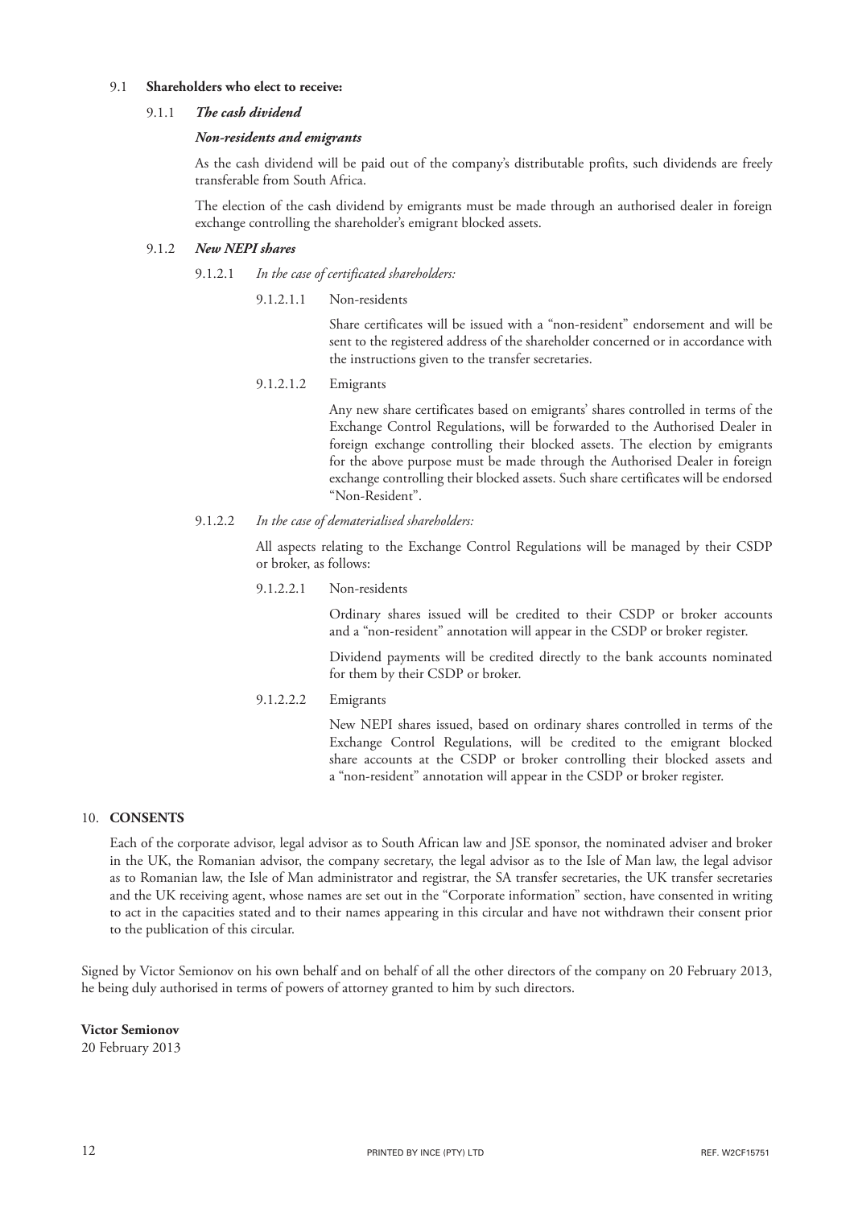9.1 **Shareholders who elect to receive:**

9.1.1 ***The cash dividend***

***Non-residents and emigrants***

As the cash dividend will be paid out of the company's distributable profits, such dividends are freely transferable from South Africa.

The election of the cash dividend by emigrants must be made through an authorised dealer in foreign exchange controlling the shareholder's emigrant blocked assets.

9.1.2 ***New NEPI shares***

9.1.2.1 *In the case of certificated shareholders:*

9.1.2.1.1 Non-residents

Share certificates will be issued with a "non-resident" endorsement and will be sent to the registered address of the shareholder concerned or in accordance with the instructions given to the transfer secretaries.

9.1.2.1.2 Emigrants

Any new share certificates based on emigrants' shares controlled in terms of the Exchange Control Regulations, will be forwarded to the Authorised Dealer in foreign exchange controlling their blocked assets. The election by emigrants for the above purpose must be made through the Authorised Dealer in foreign exchange controlling their blocked assets. Such share certificates will be endorsed "Non-Resident".

9.1.2.2 *In the case of dematerialised shareholders:*

All aspects relating to the Exchange Control Regulations will be managed by their CSDP or broker, as follows:

9.1.2.2.1 Non-residents

Ordinary shares issued will be credited to their CSDP or broker accounts and a "non-resident" annotation will appear in the CSDP or broker register.

Dividend payments will be credited directly to the bank accounts nominated for them by their CSDP or broker.

9.1.2.2.2 Emigrants

New NEPI shares issued, based on ordinary shares controlled in terms of the Exchange Control Regulations, will be credited to the emigrant blocked share accounts at the CSDP or broker controlling their blocked assets and a "non-resident" annotation will appear in the CSDP or broker register.

## 10. CONSENTS

Each of the corporate advisor, legal advisor as to South African law and JSE sponsor, the nominated adviser and broker in the UK, the Romanian advisor, the company secretary, the legal advisor as to the Isle of Man law, the legal advisor as to Romanian law, the Isle of Man administrator and registrar, the SA transfer secretaries, the UK transfer secretaries and the UK receiving agent, whose names are set out in the "Corporate information" section, have consented in writing to act in the capacities stated and to their names appearing in this circular and have not withdrawn their consent prior to the publication of this circular.

Signed by Victor Semionov on his own behalf and on behalf of all the other directors of the company on 20 February 2013, he being duly authorised in terms of powers of attorney granted to him by such directors.

**Victor Semionov**
20 February 2013

PRINTED BY INCE (PTY) LTD REF. W2CF15751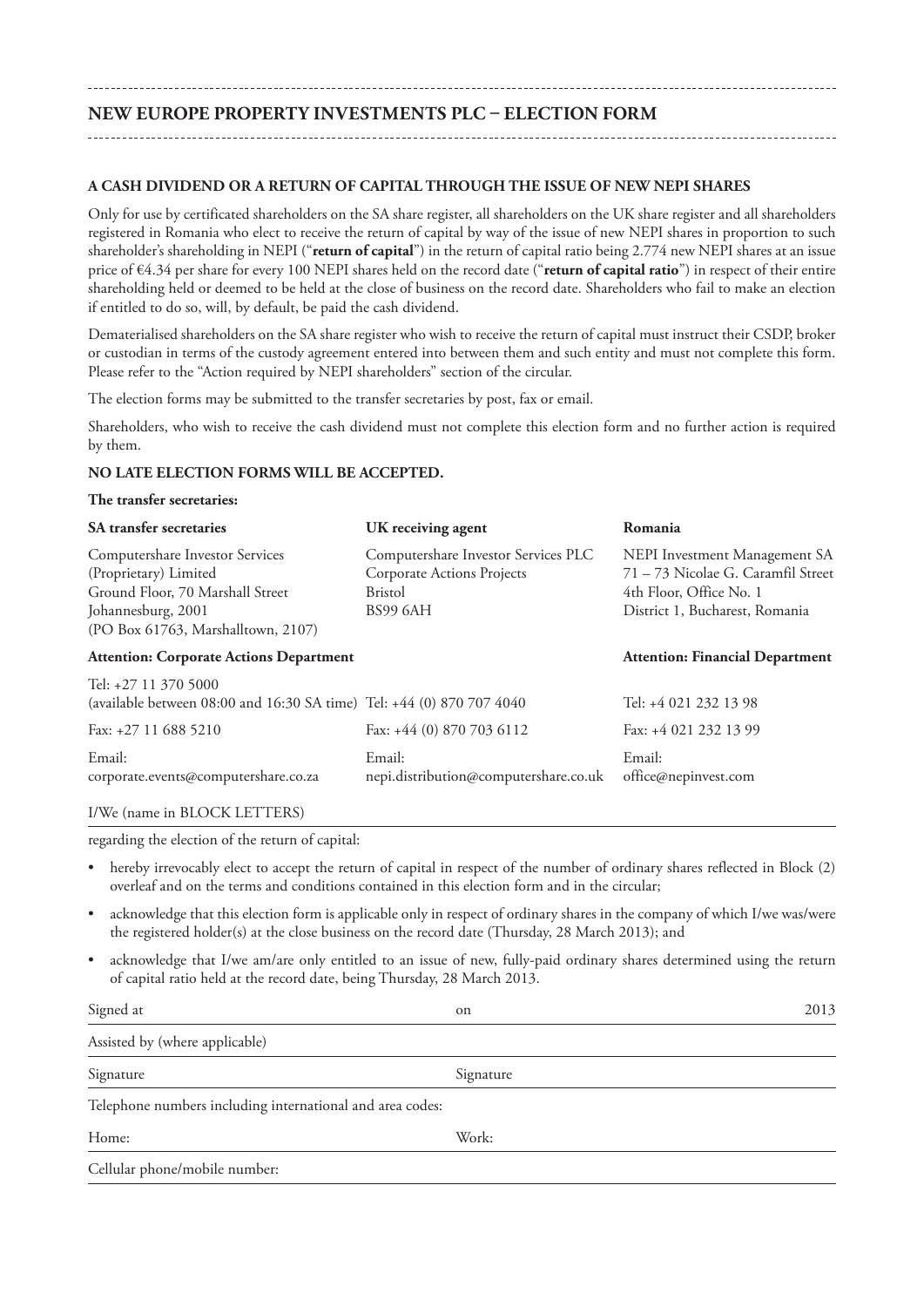## NEW EUROPE PROPERTY INVESTMENTS PLC – ELECTION FORM

**A CASH DIVIDEND OR A RETURN OF CAPITAL THROUGH THE ISSUE OF NEW NEPI SHARES**

Only for use by certificated shareholders on the SA share register, all shareholders on the UK share register and all shareholders registered in Romania who elect to receive the return of capital by way of the issue of new NEPI shares in proportion to such shareholder's shareholding in NEPI ("**return of capital**") in the return of capital ratio being 2.774 new NEPI shares at an issue price of €4.34 per share for every 100 NEPI shares held on the record date ("**return of capital ratio**") in respect of their entire shareholding held or deemed to be held at the close of business on the record date. Shareholders who fail to make an election if entitled to do so, will, by default, be paid the cash dividend.

Dematerialised shareholders on the SA share register who wish to receive the return of capital must instruct their CSDP, broker or custodian in terms of the custody agreement entered into between them and such entity and must not complete this form. Please refer to the "Action required by NEPI shareholders" section of the circular.

The election forms may be submitted to the transfer secretaries by post, fax or email.

Shareholders, who wish to receive the cash dividend must not complete this election form and no further action is required by them.

**NO LATE ELECTION FORMS WILL BE ACCEPTED.**

**The transfer secretaries:**

| **SA transfer secretaries** | **UK receiving agent** | **Romania** |
|---|---|---|
| Computershare Investor Services (Proprietary) Limited<br>Ground Floor, 70 Marshall Street<br>Johannesburg, 2001<br>(PO Box 61763, Marshalltown, 2107) | Computershare Investor Services PLC<br>Corporate Actions Projects<br>Bristol<br>BS99 6AH | NEPI Investment Management SA<br>71 – 73 Nicolae G. Caramfil Street<br>4th Floor, Office No. 1<br>District 1, Bucharest, Romania |
| **Attention: Corporate Actions Department** | | **Attention: Financial Department** |
| Tel: +27 11 370 5000<br>(available between 08:00 and 16:30 SA time) | Tel: +44 (0) 870 707 4040 | Tel: +4 021 232 13 98 |
| Fax: +27 11 688 5210 | Fax: +44 (0) 870 703 6112 | Fax: +4 021 232 13 99 |
| Email:<br>corporate.events@computershare.co.za | Email:<br>nepi.distribution@computershare.co.uk | Email:<br>office@nepinvest.com |

I/We (name in BLOCK LETTERS) ______________________________________________

regarding the election of the return of capital:

- hereby irrevocably elect to accept the return of capital in respect of the number of ordinary shares reflected in Block (2) overleaf and on the terms and conditions contained in this election form and in the circular;
- acknowledge that this election form is applicable only in respect of ordinary shares in the company of which I/we was/were the registered holder(s) at the close business on the record date (Thursday, 28 March 2013); and
- acknowledge that I/we am/are only entitled to an issue of new, fully-paid ordinary shares determined using the return of capital ratio held at the record date, being Thursday, 28 March 2013.

Signed at ______________________ on ______________________ 2013

Assisted by (where applicable) ______________________________________________

Signature ______________________ Signature ______________________

Telephone numbers including international and area codes:

Home: ______________________ Work: ______________________

Cellular phone/mobile number: ______________________________________________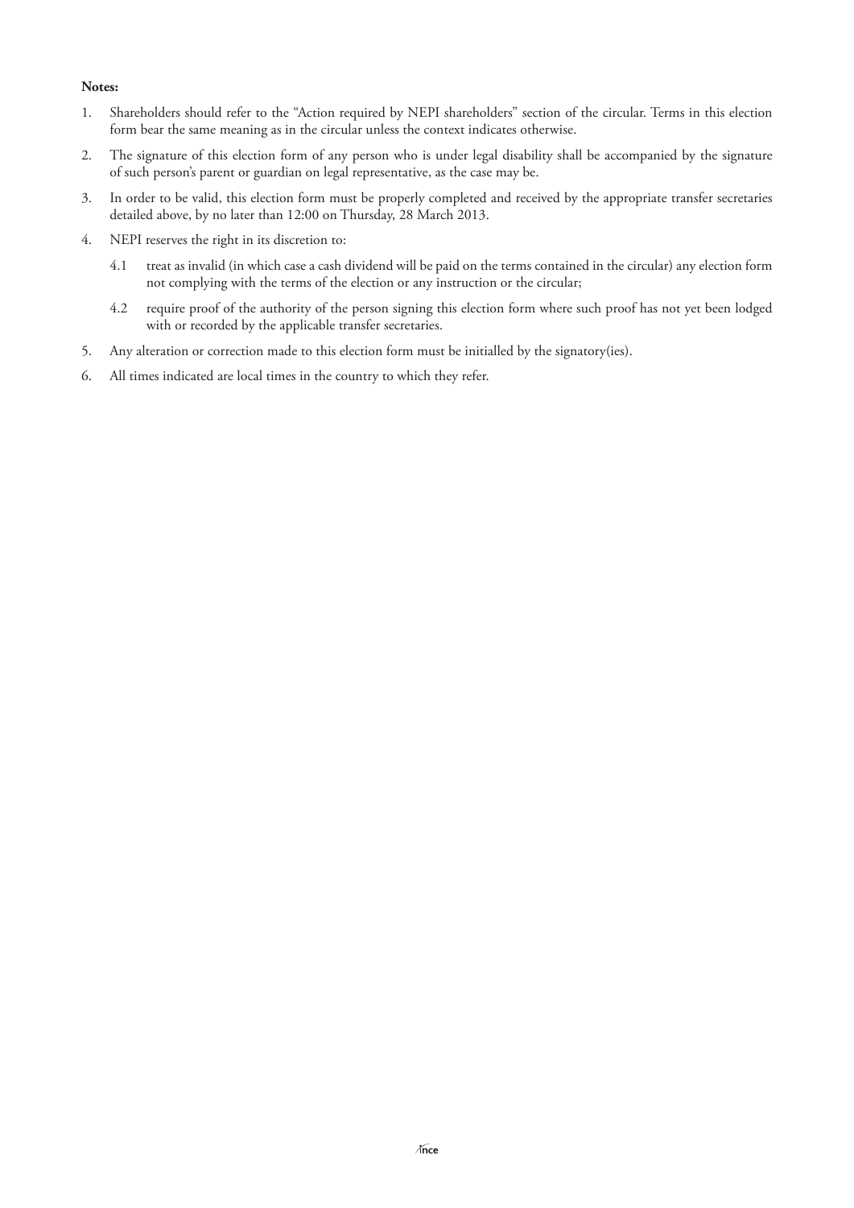**Notes:**

1. Shareholders should refer to the "Action required by NEPI shareholders" section of the circular. Terms in this election form bear the same meaning as in the circular unless the context indicates otherwise.
2. The signature of this election form of any person who is under legal disability shall be accompanied by the signature of such person's parent or guardian on legal representative, as the case may be.
3. In order to be valid, this election form must be properly completed and received by the appropriate transfer secretaries detailed above, by no later than 12:00 on Thursday, 28 March 2013.
4. NEPI reserves the right in its discretion to:
   - 4.1 treat as invalid (in which case a cash dividend will be paid on the terms contained in the circular) any election form not complying with the terms of the election or any instruction or the circular;
   - 4.2 require proof of the authority of the person signing this election form where such proof has not yet been lodged with or recorded by the applicable transfer secretaries.
5. Any alteration or correction made to this election form must be initialled by the signatory(ies).
6. All times indicated are local times in the country to which they refer.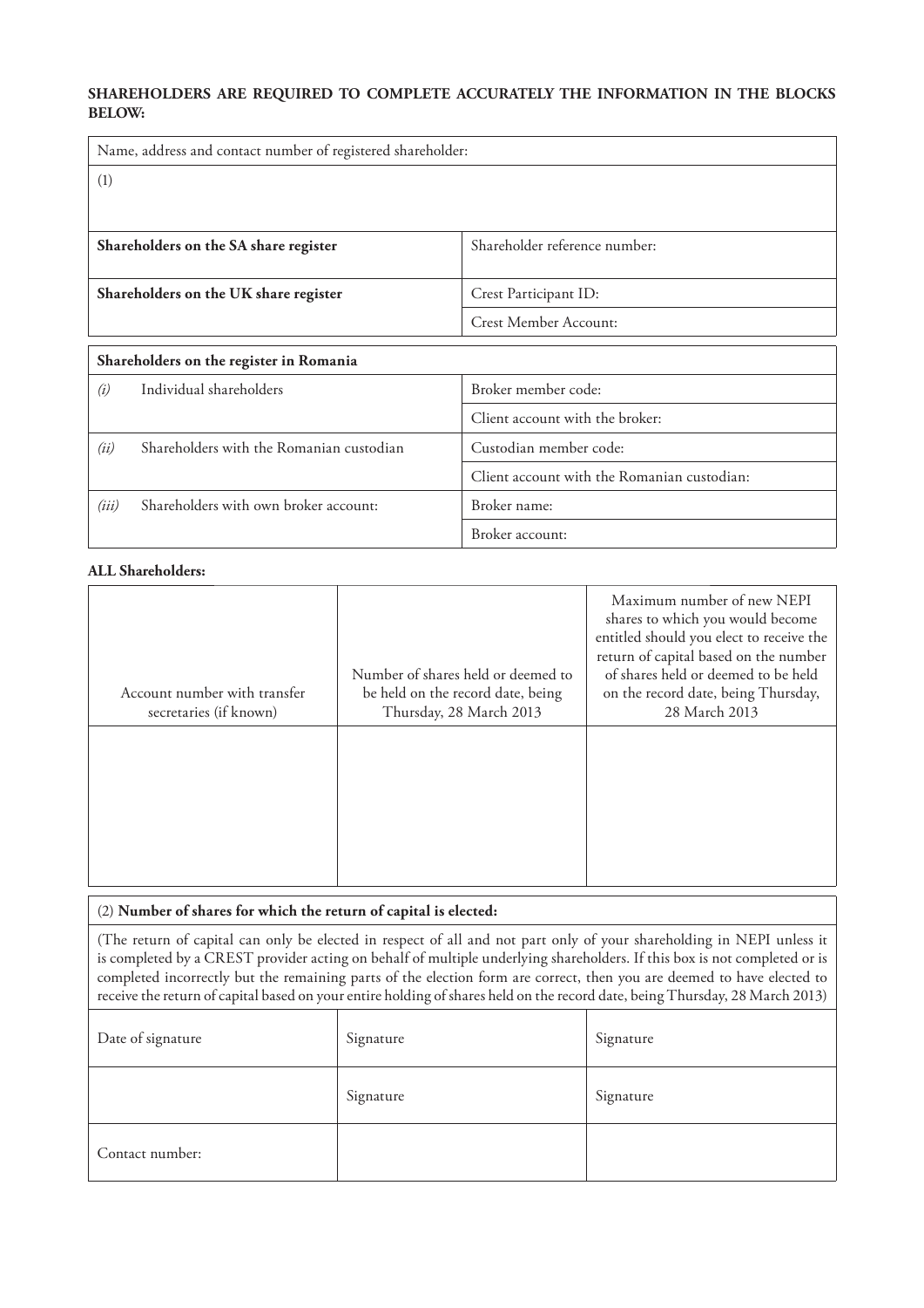**SHAREHOLDERS ARE REQUIRED TO COMPLETE ACCURATELY THE INFORMATION IN THE BLOCKS BELOW:**

| Name, address and contact number of registered shareholder: | |
|---|---|
| (1) | |
| **Shareholders on the SA share register** | Shareholder reference number: |
| **Shareholders on the UK share register** | Crest Participant ID: |
| | Crest Member Account: |

| **Shareholders on the register in Romania** | |
|---|---|
| *(i)* Individual shareholders | Broker member code: |
| | Client account with the broker: |
| *(ii)* Shareholders with the Romanian custodian | Custodian member code: |
| | Client account with the Romanian custodian: |
| *(iii)* Shareholders with own broker account: | Broker name: |
| | Broker account: |

**ALL Shareholders:**

| Account number with transfer secretaries (if known) | Number of shares held or deemed to be held on the record date, being Thursday, 28 March 2013 | Maximum number of new NEPI shares to which you would become entitled should you elect to receive the return of capital based on the number of shares held or deemed to be held on the record date, being Thursday, 28 March 2013 |
|---|---|---|
| | | |

| (2) **Number of shares for which the return of capital is elected:** | | |
|---|---|---|
| (The return of capital can only be elected in respect of all and not part only of your shareholding in NEPI unless it is completed by a CREST provider acting on behalf of multiple underlying shareholders. If this box is not completed or is completed incorrectly but the remaining parts of the election form are correct, then you are deemed to have elected to receive the return of capital based on your entire holding of shares held on the record date, being Thursday, 28 March 2013) | | |
| Date of signature | Signature | Signature |
| | Signature | Signature |
| Contact number: | | |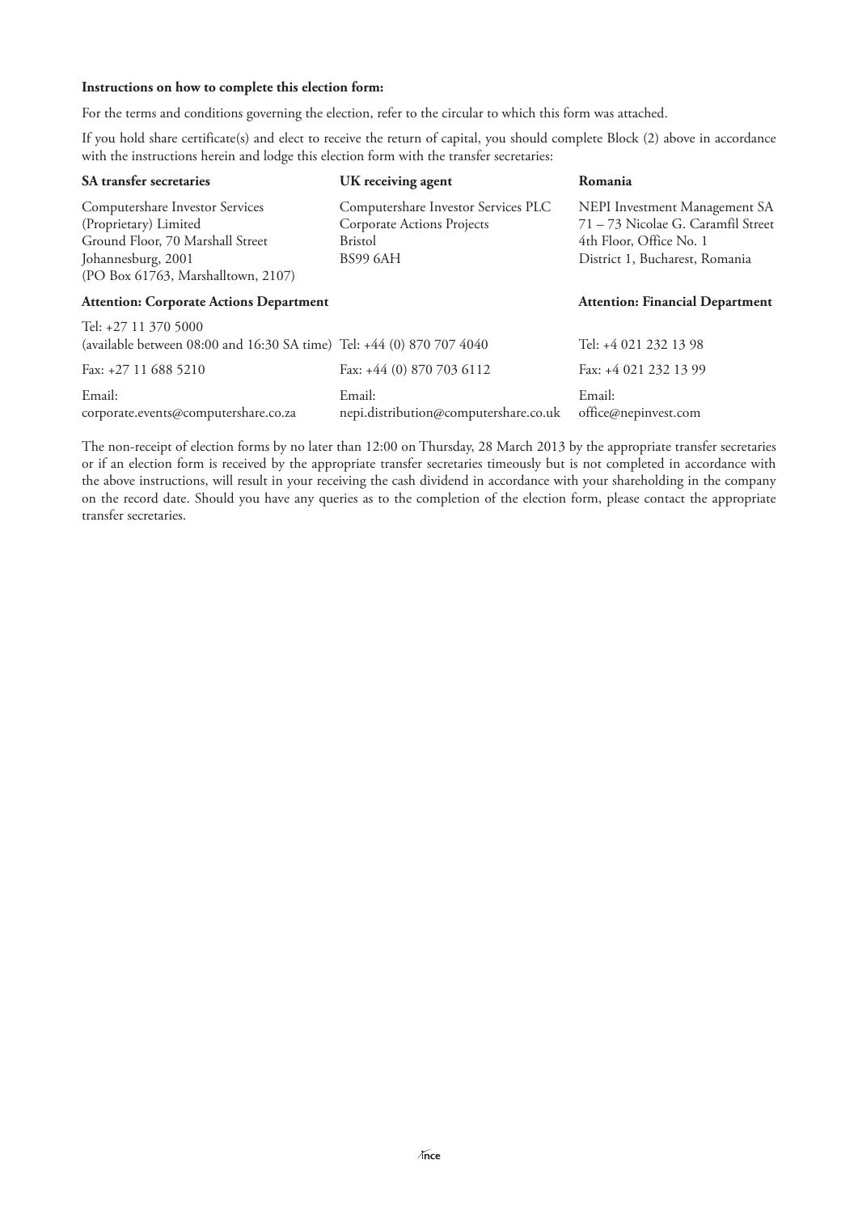**Instructions on how to complete this election form:**

For the terms and conditions governing the election, refer to the circular to which this form was attached.

If you hold share certificate(s) and elect to receive the return of capital, you should complete Block (2) above in accordance with the instructions herein and lodge this election form with the transfer secretaries:

| **SA transfer secretaries** | **UK receiving agent** | **Romania** |
|---|---|---|
| Computershare Investor Services (Proprietary) Limited<br>Ground Floor, 70 Marshall Street<br>Johannesburg, 2001<br>(PO Box 61763, Marshalltown, 2107) | Computershare Investor Services PLC<br>Corporate Actions Projects<br>Bristol<br>BS99 6AH | NEPI Investment Management SA<br>71 – 73 Nicolae G. Caramfil Street<br>4th Floor, Office No. 1<br>District 1, Bucharest, Romania |
| **Attention: Corporate Actions Department** | | **Attention: Financial Department** |
| Tel: +27 11 370 5000<br>(available between 08:00 and 16:30 SA time) | Tel: +44 (0) 870 707 4040 | Tel: +4 021 232 13 98 |
| Fax: +27 11 688 5210 | Fax: +44 (0) 870 703 6112 | Fax: +4 021 232 13 99 |
| Email:<br>corporate.events@computershare.co.za | Email:<br>nepi.distribution@computershare.co.uk | Email:<br>office@nepinvest.com |

The non-receipt of election forms by no later than 12:00 on Thursday, 28 March 2013 by the appropriate transfer secretaries or if an election form is received by the appropriate transfer secretaries timeously but is not completed in accordance with the above instructions, will result in your receiving the cash dividend in accordance with your shareholding in the company on the record date. Should you have any queries as to the completion of the election form, please contact the appropriate transfer secretaries.